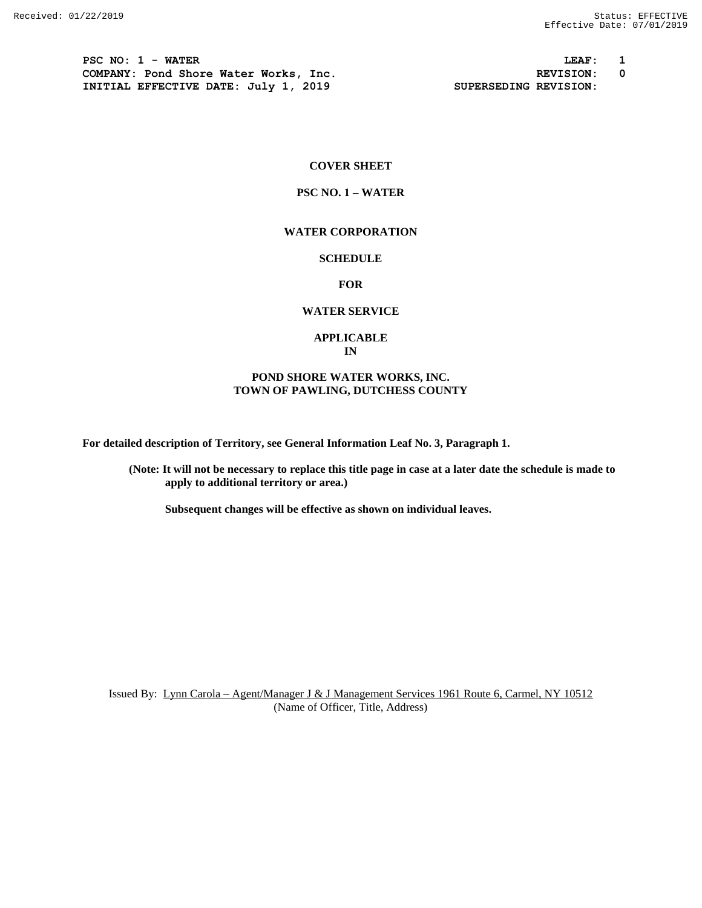Received: 01/22/2019 Status: EFFECTIVE
Effective Date: 07/01/2019

**PSC NO: 1 - WATER** **LEAF: 1**
**COMPANY: Pond Shore Water Works, Inc.** **REVISION: 0**
**INITIAL EFFECTIVE DATE: July 1, 2019** **SUPERSEDING REVISION:**

**COVER SHEET**

**PSC NO. 1 – WATER**

**WATER CORPORATION**

**SCHEDULE**

**FOR**

**WATER SERVICE**

**APPLICABLE**
**IN**

**POND SHORE WATER WORKS, INC.**
**TOWN OF PAWLING, DUTCHESS COUNTY**

**For detailed description of Territory, see General Information Leaf No. 3, Paragraph 1.**

**(Note: It will not be necessary to replace this title page in case at a later date the schedule is made to apply to additional territory or area.)**

**Subsequent changes will be effective as shown on individual leaves.**

Issued By: Lynn Carola – Agent/Manager J & J Management Services 1961 Route 6, Carmel, NY 10512
(Name of Officer, Title, Address)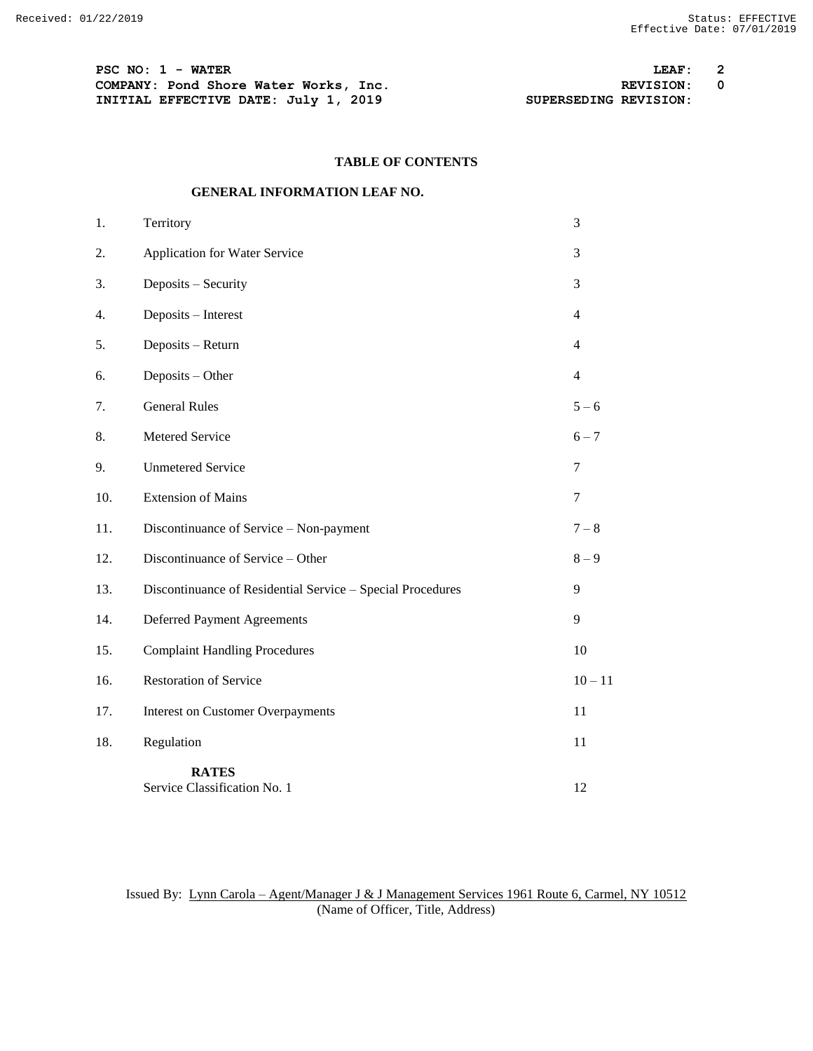PSC NO: 1 - WATER — LEAF: 2
COMPANY: Pond Shore Water Works, Inc. — REVISION: 0
INITIAL EFFECTIVE DATE: July 1, 2019 — SUPERSEDING REVISION:

## TABLE OF CONTENTS

### GENERAL INFORMATION LEAF NO.

| | | |
|---|---|---|
| 1. | Territory | 3 |
| 2. | Application for Water Service | 3 |
| 3. | Deposits – Security | 3 |
| 4. | Deposits – Interest | 4 |
| 5. | Deposits – Return | 4 |
| 6. | Deposits – Other | 4 |
| 7. | General Rules | 5 – 6 |
| 8. | Metered Service | 6 – 7 |
| 9. | Unmetered Service | 7 |
| 10. | Extension of Mains | 7 |
| 11. | Discontinuance of Service – Non-payment | 7 – 8 |
| 12. | Discontinuance of Service – Other | 8 – 9 |
| 13. | Discontinuance of Residential Service – Special Procedures | 9 |
| 14. | Deferred Payment Agreements | 9 |
| 15. | Complaint Handling Procedures | 10 |
| 16. | Restoration of Service | 10 – 11 |
| 17. | Interest on Customer Overpayments | 11 |
| 18. | Regulation | 11 |
| | **RATES** | |
| | Service Classification No. 1 | 12 |

Issued By: Lynn Carola – Agent/Manager J & J Management Services 1961 Route 6, Carmel, NY 10512
(Name of Officer, Title, Address)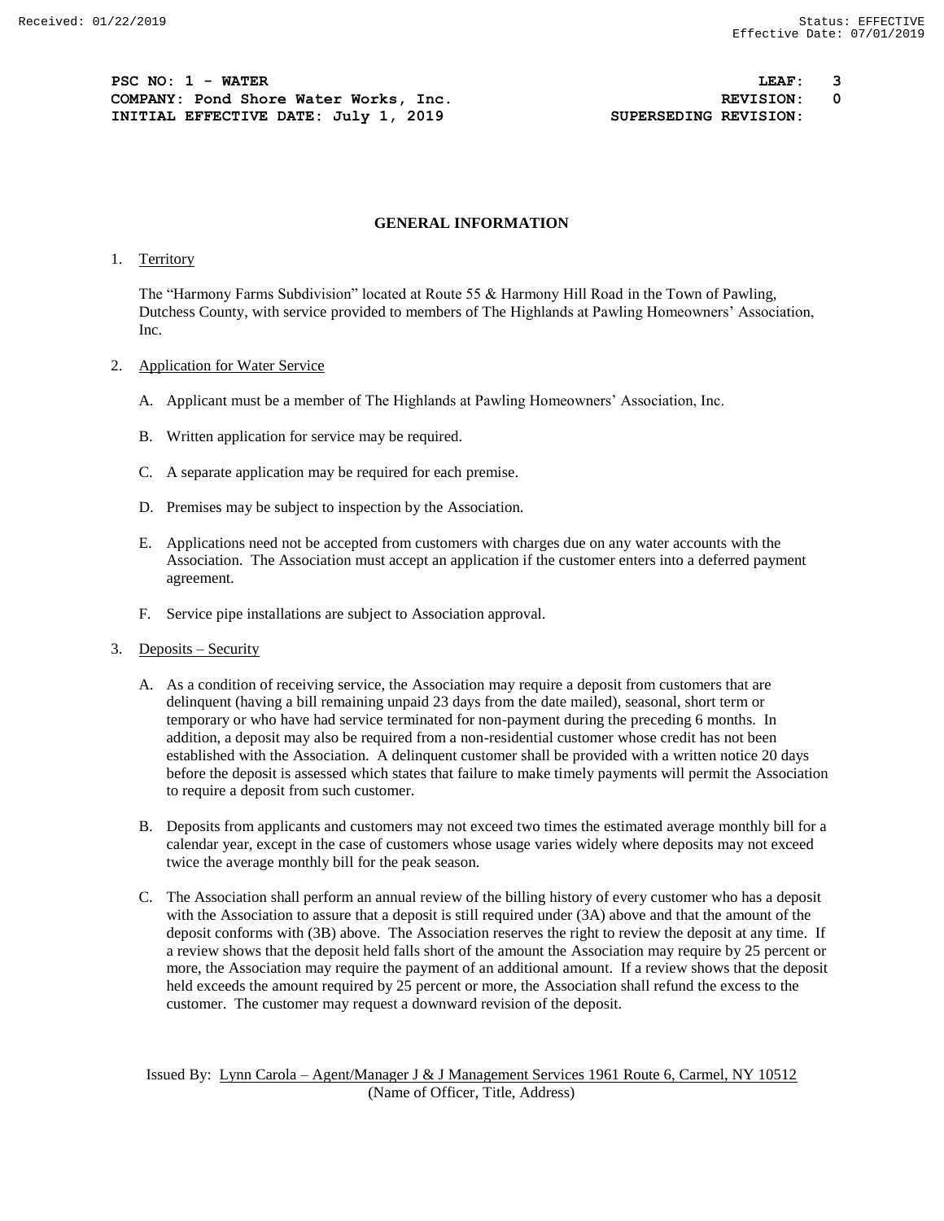PSC NO: 1 - WATER　　LEAF: 3
COMPANY: Pond Shore Water Works, Inc.　　REVISION: 0
INITIAL EFFECTIVE DATE: July 1, 2019　　SUPERSEDING REVISION:

## GENERAL INFORMATION

1. Territory

   The "Harmony Farms Subdivision" located at Route 55 & Harmony Hill Road in the Town of Pawling, Dutchess County, with service provided to members of The Highlands at Pawling Homeowners' Association, Inc.

2. Application for Water Service

   A. Applicant must be a member of The Highlands at Pawling Homeowners' Association, Inc.

   B. Written application for service may be required.

   C. A separate application may be required for each premise.

   D. Premises may be subject to inspection by the Association.

   E. Applications need not be accepted from customers with charges due on any water accounts with the Association. The Association must accept an application if the customer enters into a deferred payment agreement.

   F. Service pipe installations are subject to Association approval.

3. Deposits – Security

   A. As a condition of receiving service, the Association may require a deposit from customers that are delinquent (having a bill remaining unpaid 23 days from the date mailed), seasonal, short term or temporary or who have had service terminated for non-payment during the preceding 6 months. In addition, a deposit may also be required from a non-residential customer whose credit has not been established with the Association. A delinquent customer shall be provided with a written notice 20 days before the deposit is assessed which states that failure to make timely payments will permit the Association to require a deposit from such customer.

   B. Deposits from applicants and customers may not exceed two times the estimated average monthly bill for a calendar year, except in the case of customers whose usage varies widely where deposits may not exceed twice the average monthly bill for the peak season.

   C. The Association shall perform an annual review of the billing history of every customer who has a deposit with the Association to assure that a deposit is still required under (3A) above and that the amount of the deposit conforms with (3B) above. The Association reserves the right to review the deposit at any time. If a review shows that the deposit held falls short of the amount the Association may require by 25 percent or more, the Association may require the payment of an additional amount. If a review shows that the deposit held exceeds the amount required by 25 percent or more, the Association shall refund the excess to the customer. The customer may request a downward revision of the deposit.

Issued By: Lynn Carola – Agent/Manager J & J Management Services 1961 Route 6, Carmel, NY 10512
(Name of Officer, Title, Address)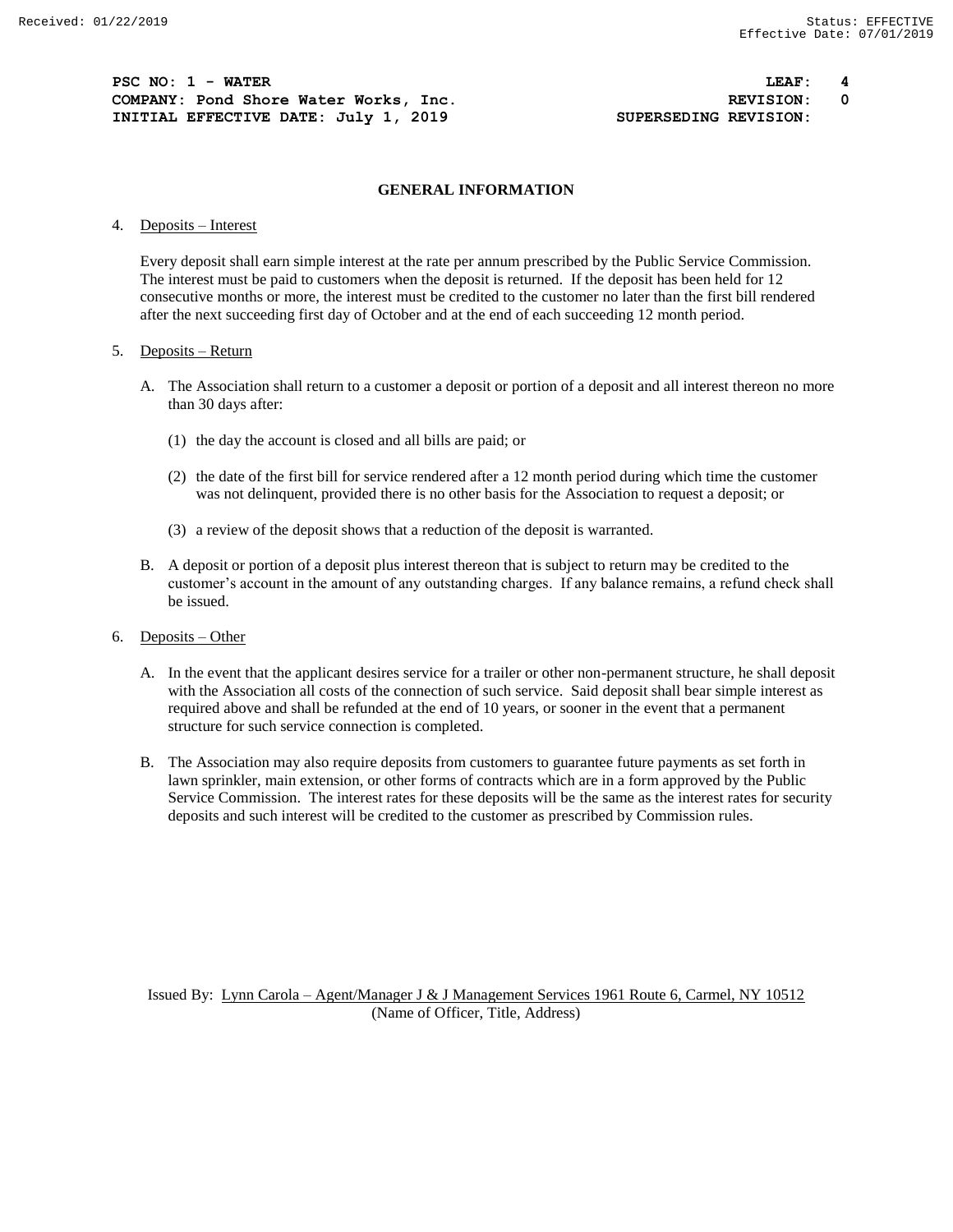## GENERAL INFORMATION

4. Deposits – Interest

   Every deposit shall earn simple interest at the rate per annum prescribed by the Public Service Commission. The interest must be paid to customers when the deposit is returned. If the deposit has been held for 12 consecutive months or more, the interest must be credited to the customer no later than the first bill rendered after the next succeeding first day of October and at the end of each succeeding 12 month period.

5. Deposits – Return

   A. The Association shall return to a customer a deposit or portion of a deposit and all interest thereon no more than 30 days after:

      (1) the day the account is closed and all bills are paid; or

      (2) the date of the first bill for service rendered after a 12 month period during which time the customer was not delinquent, provided there is no other basis for the Association to request a deposit; or

      (3) a review of the deposit shows that a reduction of the deposit is warranted.

   B. A deposit or portion of a deposit plus interest thereon that is subject to return may be credited to the customer's account in the amount of any outstanding charges. If any balance remains, a refund check shall be issued.

6. Deposits – Other

   A. In the event that the applicant desires service for a trailer or other non-permanent structure, he shall deposit with the Association all costs of the connection of such service. Said deposit shall bear simple interest as required above and shall be refunded at the end of 10 years, or sooner in the event that a permanent structure for such service connection is completed.

   B. The Association may also require deposits from customers to guarantee future payments as set forth in lawn sprinkler, main extension, or other forms of contracts which are in a form approved by the Public Service Commission. The interest rates for these deposits will be the same as the interest rates for security deposits and such interest will be credited to the customer as prescribed by Commission rules.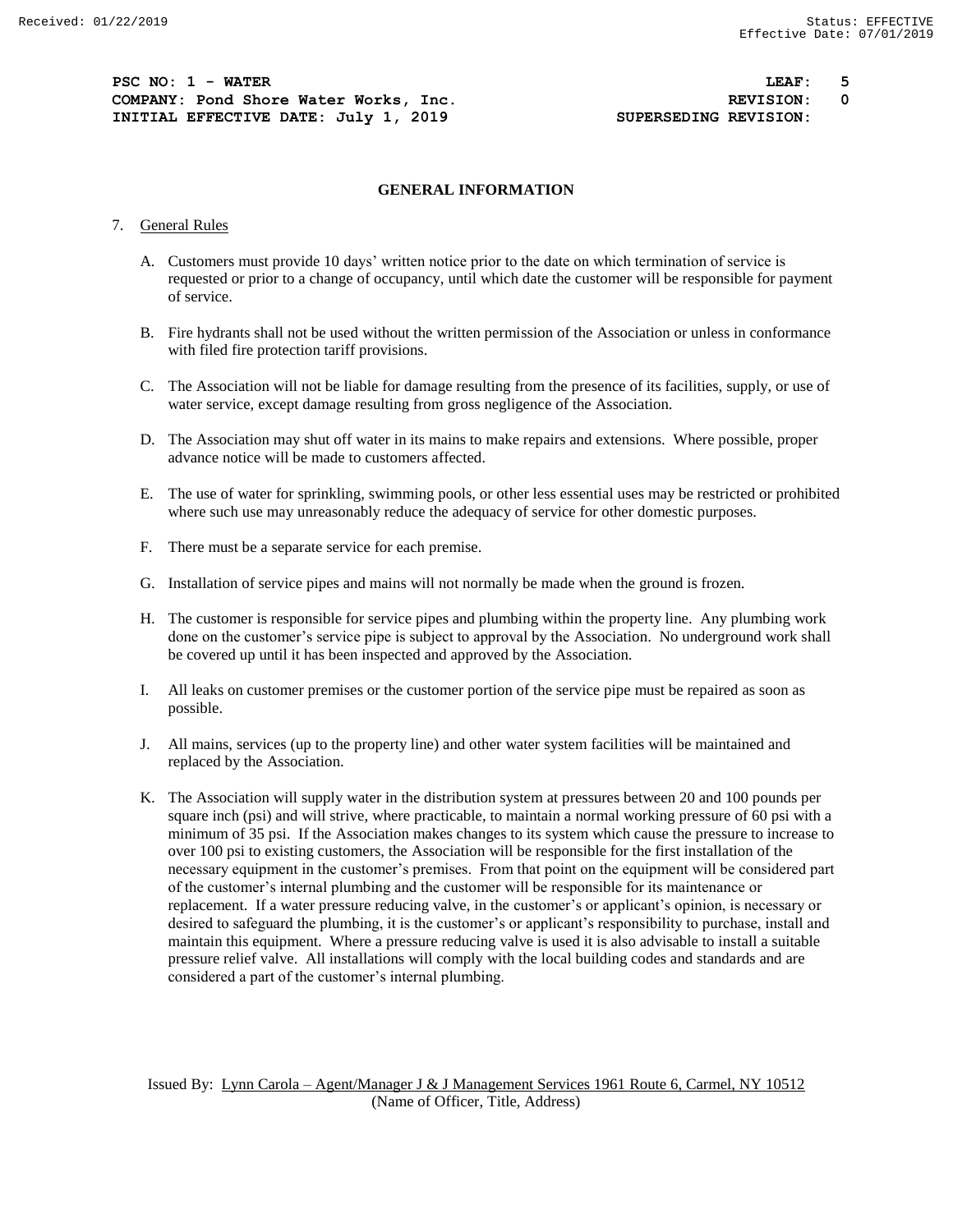PSC NO: 1 - WATER | LEAF: 5
COMPANY: Pond Shore Water Works, Inc. | REVISION: 0
INITIAL EFFECTIVE DATE: July 1, 2019 | SUPERSEDING REVISION:

## GENERAL INFORMATION

7. General Rules

   A. Customers must provide 10 days' written notice prior to the date on which termination of service is requested or prior to a change of occupancy, until which date the customer will be responsible for payment of service.

   B. Fire hydrants shall not be used without the written permission of the Association or unless in conformance with filed fire protection tariff provisions.

   C. The Association will not be liable for damage resulting from the presence of its facilities, supply, or use of water service, except damage resulting from gross negligence of the Association.

   D. The Association may shut off water in its mains to make repairs and extensions. Where possible, proper advance notice will be made to customers affected.

   E. The use of water for sprinkling, swimming pools, or other less essential uses may be restricted or prohibited where such use may unreasonably reduce the adequacy of service for other domestic purposes.

   F. There must be a separate service for each premise.

   G. Installation of service pipes and mains will not normally be made when the ground is frozen.

   H. The customer is responsible for service pipes and plumbing within the property line. Any plumbing work done on the customer's service pipe is subject to approval by the Association. No underground work shall be covered up until it has been inspected and approved by the Association.

   I. All leaks on customer premises or the customer portion of the service pipe must be repaired as soon as possible.

   J. All mains, services (up to the property line) and other water system facilities will be maintained and replaced by the Association.

   K. The Association will supply water in the distribution system at pressures between 20 and 100 pounds per square inch (psi) and will strive, where practicable, to maintain a normal working pressure of 60 psi with a minimum of 35 psi. If the Association makes changes to its system which cause the pressure to increase to over 100 psi to existing customers, the Association will be responsible for the first installation of the necessary equipment in the customer's premises. From that point on the equipment will be considered part of the customer's internal plumbing and the customer will be responsible for its maintenance or replacement. If a water pressure reducing valve, in the customer's or applicant's opinion, is necessary or desired to safeguard the plumbing, it is the customer's or applicant's responsibility to purchase, install and maintain this equipment. Where a pressure reducing valve is used it is also advisable to install a suitable pressure relief valve. All installations will comply with the local building codes and standards and are considered a part of the customer's internal plumbing.

Issued By: Lynn Carola – Agent/Manager J & J Management Services 1961 Route 6, Carmel, NY 10512
(Name of Officer, Title, Address)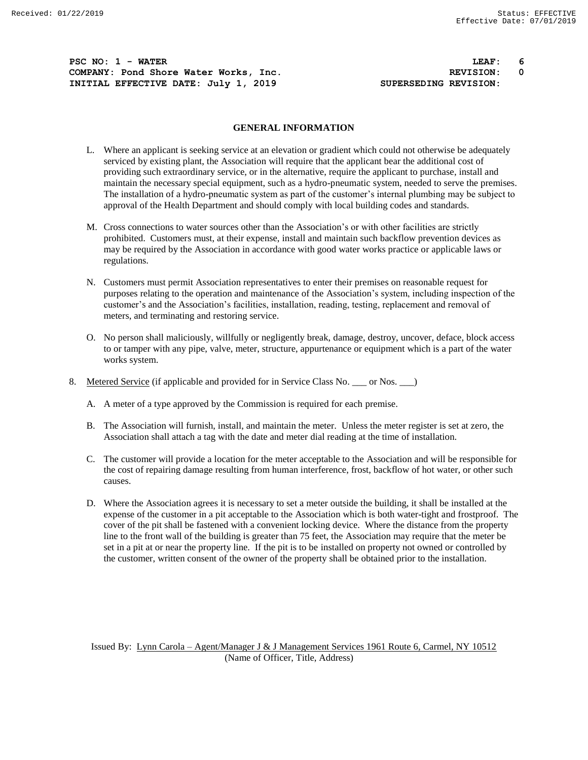## GENERAL INFORMATION

L. Where an applicant is seeking service at an elevation or gradient which could not otherwise be adequately serviced by existing plant, the Association will require that the applicant bear the additional cost of providing such extraordinary service, or in the alternative, require the applicant to purchase, install and maintain the necessary special equipment, such as a hydro-pneumatic system, needed to serve the premises. The installation of a hydro-pneumatic system as part of the customer's internal plumbing may be subject to approval of the Health Department and should comply with local building codes and standards.

M. Cross connections to water sources other than the Association's or with other facilities are strictly prohibited. Customers must, at their expense, install and maintain such backflow prevention devices as may be required by the Association in accordance with good water works practice or applicable laws or regulations.

N. Customers must permit Association representatives to enter their premises on reasonable request for purposes relating to the operation and maintenance of the Association's system, including inspection of the customer's and the Association's facilities, installation, reading, testing, replacement and removal of meters, and terminating and restoring service.

O. No person shall maliciously, willfully or negligently break, damage, destroy, uncover, deface, block access to or tamper with any pipe, valve, meter, structure, appurtenance or equipment which is a part of the water works system.

8. Metered Service (if applicable and provided for in Service Class No. ___ or Nos. ___)

   A. A meter of a type approved by the Commission is required for each premise.

   B. The Association will furnish, install, and maintain the meter. Unless the meter register is set at zero, the Association shall attach a tag with the date and meter dial reading at the time of installation.

   C. The customer will provide a location for the meter acceptable to the Association and will be responsible for the cost of repairing damage resulting from human interference, frost, backflow of hot water, or other such causes.

   D. Where the Association agrees it is necessary to set a meter outside the building, it shall be installed at the expense of the customer in a pit acceptable to the Association which is both water-tight and frostproof. The cover of the pit shall be fastened with a convenient locking device. Where the distance from the property line to the front wall of the building is greater than 75 feet, the Association may require that the meter be set in a pit at or near the property line. If the pit is to be installed on property not owned or controlled by the customer, written consent of the owner of the property shall be obtained prior to the installation.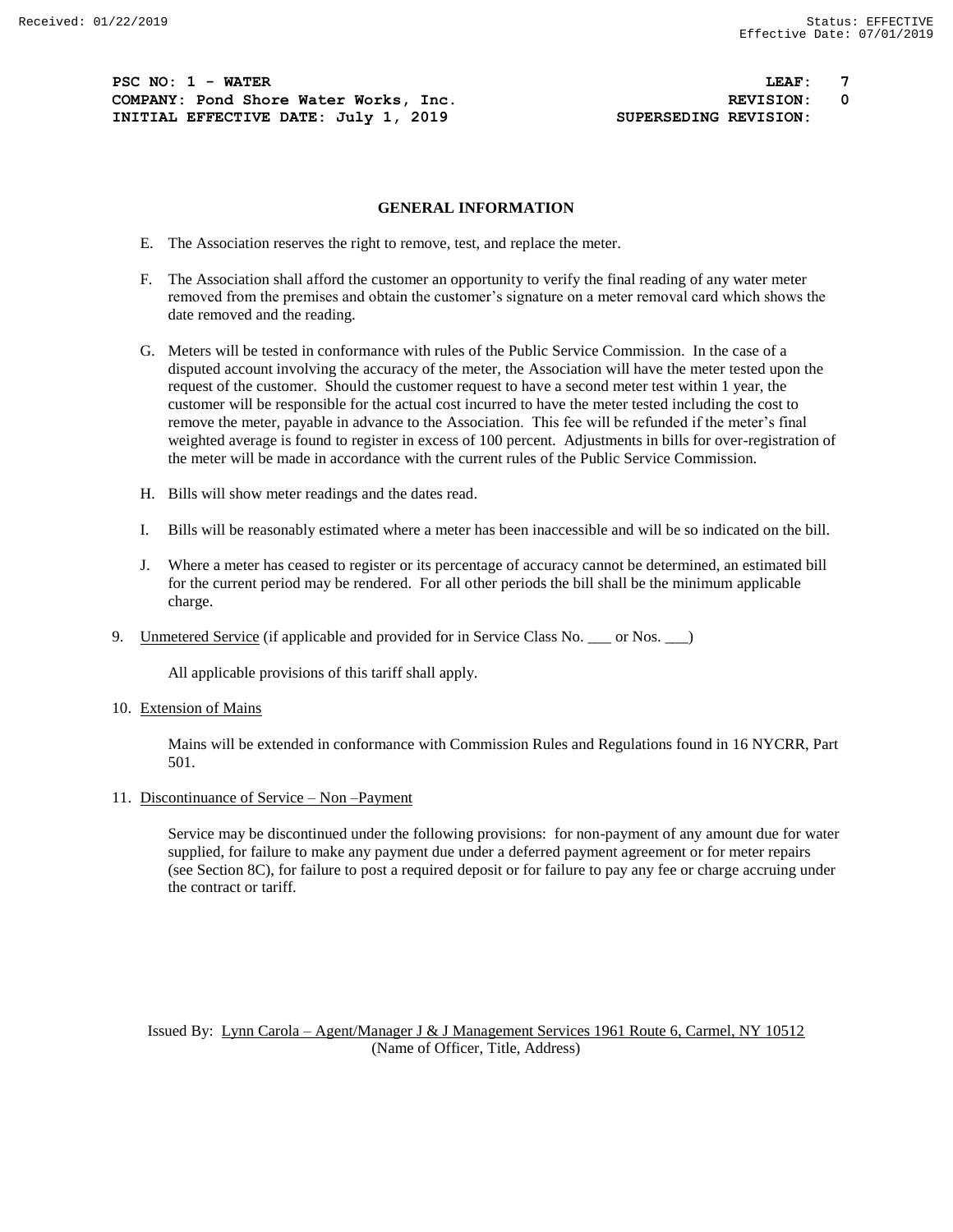## GENERAL INFORMATION

E. The Association reserves the right to remove, test, and replace the meter.

F. The Association shall afford the customer an opportunity to verify the final reading of any water meter removed from the premises and obtain the customer's signature on a meter removal card which shows the date removed and the reading.

G. Meters will be tested in conformance with rules of the Public Service Commission. In the case of a disputed account involving the accuracy of the meter, the Association will have the meter tested upon the request of the customer. Should the customer request to have a second meter test within 1 year, the customer will be responsible for the actual cost incurred to have the meter tested including the cost to remove the meter, payable in advance to the Association. This fee will be refunded if the meter's final weighted average is found to register in excess of 100 percent. Adjustments in bills for over-registration of the meter will be made in accordance with the current rules of the Public Service Commission.

H. Bills will show meter readings and the dates read.

I. Bills will be reasonably estimated where a meter has been inaccessible and will be so indicated on the bill.

J. Where a meter has ceased to register or its percentage of accuracy cannot be determined, an estimated bill for the current period may be rendered. For all other periods the bill shall be the minimum applicable charge.

9. Unmetered Service (if applicable and provided for in Service Class No. ___ or Nos. ___)

   All applicable provisions of this tariff shall apply.

10. Extension of Mains

   Mains will be extended in conformance with Commission Rules and Regulations found in 16 NYCRR, Part 501.

11. Discontinuance of Service – Non –Payment

   Service may be discontinued under the following provisions: for non-payment of any amount due for water supplied, for failure to make any payment due under a deferred payment agreement or for meter repairs (see Section 8C), for failure to post a required deposit or for failure to pay any fee or charge accruing under the contract or tariff.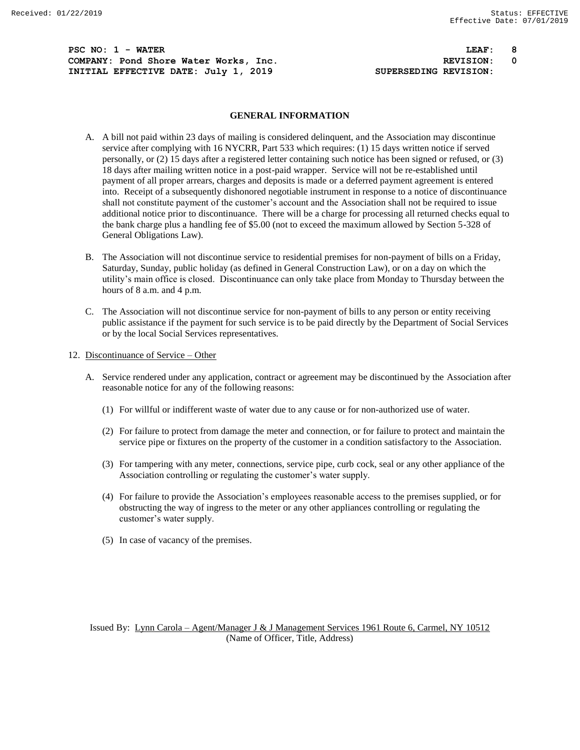## GENERAL INFORMATION

A. A bill not paid within 23 days of mailing is considered delinquent, and the Association may discontinue service after complying with 16 NYCRR, Part 533 which requires: (1) 15 days written notice if served personally, or (2) 15 days after a registered letter containing such notice has been signed or refused, or (3) 18 days after mailing written notice in a post-paid wrapper. Service will not be re-established until payment of all proper arrears, charges and deposits is made or a deferred payment agreement is entered into. Receipt of a subsequently dishonored negotiable instrument in response to a notice of discontinuance shall not constitute payment of the customer's account and the Association shall not be required to issue additional notice prior to discontinuance. There will be a charge for processing all returned checks equal to the bank charge plus a handling fee of $5.00 (not to exceed the maximum allowed by Section 5-328 of General Obligations Law).

B. The Association will not discontinue service to residential premises for non-payment of bills on a Friday, Saturday, Sunday, public holiday (as defined in General Construction Law), or on a day on which the utility's main office is closed. Discontinuance can only take place from Monday to Thursday between the hours of 8 a.m. and 4 p.m.

C. The Association will not discontinue service for non-payment of bills to any person or entity receiving public assistance if the payment for such service is to be paid directly by the Department of Social Services or by the local Social Services representatives.

12. Discontinuance of Service – Other

A. Service rendered under any application, contract or agreement may be discontinued by the Association after reasonable notice for any of the following reasons:

(1) For willful or indifferent waste of water due to any cause or for non-authorized use of water.

(2) For failure to protect from damage the meter and connection, or for failure to protect and maintain the service pipe or fixtures on the property of the customer in a condition satisfactory to the Association.

(3) For tampering with any meter, connections, service pipe, curb cock, seal or any other appliance of the Association controlling or regulating the customer's water supply.

(4) For failure to provide the Association's employees reasonable access to the premises supplied, or for obstructing the way of ingress to the meter or any other appliances controlling or regulating the customer's water supply.

(5) In case of vacancy of the premises.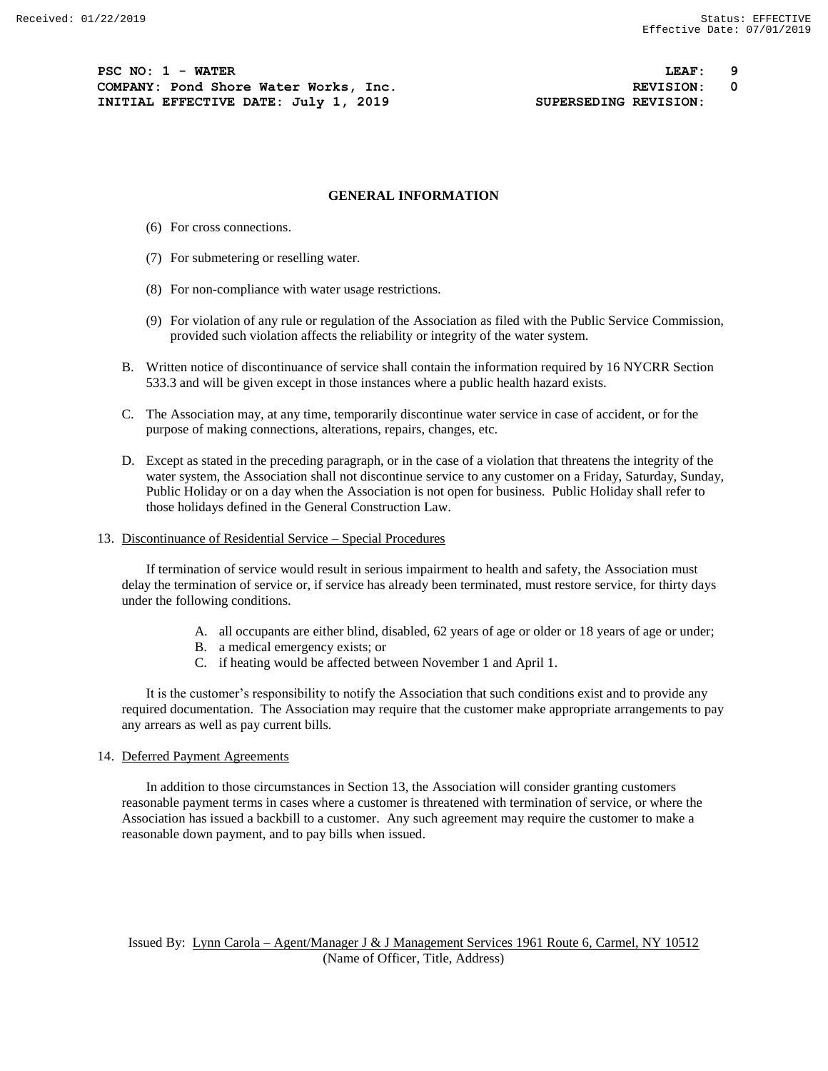## GENERAL INFORMATION

(6) For cross connections.

(7) For submetering or reselling water.

(8) For non-compliance with water usage restrictions.

(9) For violation of any rule or regulation of the Association as filed with the Public Service Commission, provided such violation affects the reliability or integrity of the water system.

B. Written notice of discontinuance of service shall contain the information required by 16 NYCRR Section 533.3 and will be given except in those instances where a public health hazard exists.

C. The Association may, at any time, temporarily discontinue water service in case of accident, or for the purpose of making connections, alterations, repairs, changes, etc.

D. Except as stated in the preceding paragraph, or in the case of a violation that threatens the integrity of the water system, the Association shall not discontinue service to any customer on a Friday, Saturday, Sunday, Public Holiday or on a day when the Association is not open for business. Public Holiday shall refer to those holidays defined in the General Construction Law.

13. Discontinuance of Residential Service – Special Procedures

If termination of service would result in serious impairment to health and safety, the Association must delay the termination of service or, if service has already been terminated, must restore service, for thirty days under the following conditions.

A. all occupants are either blind, disabled, 62 years of age or older or 18 years of age or under;
B. a medical emergency exists; or
C. if heating would be affected between November 1 and April 1.

It is the customer's responsibility to notify the Association that such conditions exist and to provide any required documentation. The Association may require that the customer make appropriate arrangements to pay any arrears as well as pay current bills.

14. Deferred Payment Agreements

In addition to those circumstances in Section 13, the Association will consider granting customers reasonable payment terms in cases where a customer is threatened with termination of service, or where the Association has issued a backbill to a customer. Any such agreement may require the customer to make a reasonable down payment, and to pay bills when issued.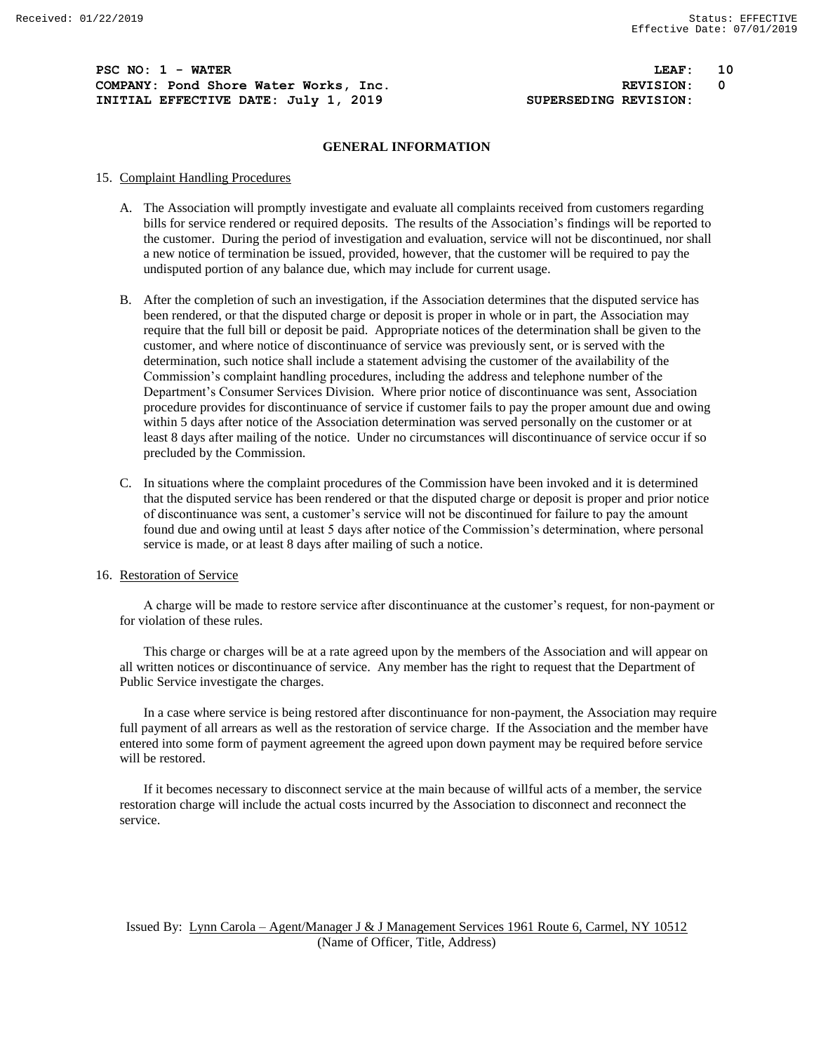## GENERAL INFORMATION

15. Complaint Handling Procedures

A. The Association will promptly investigate and evaluate all complaints received from customers regarding bills for service rendered or required deposits. The results of the Association's findings will be reported to the customer. During the period of investigation and evaluation, service will not be discontinued, nor shall a new notice of termination be issued, provided, however, that the customer will be required to pay the undisputed portion of any balance due, which may include for current usage.

B. After the completion of such an investigation, if the Association determines that the disputed service has been rendered, or that the disputed charge or deposit is proper in whole or in part, the Association may require that the full bill or deposit be paid. Appropriate notices of the determination shall be given to the customer, and where notice of discontinuance of service was previously sent, or is served with the determination, such notice shall include a statement advising the customer of the availability of the Commission's complaint handling procedures, including the address and telephone number of the Department's Consumer Services Division. Where prior notice of discontinuance was sent, Association procedure provides for discontinuance of service if customer fails to pay the proper amount due and owing within 5 days after notice of the Association determination was served personally on the customer or at least 8 days after mailing of the notice. Under no circumstances will discontinuance of service occur if so precluded by the Commission.

C. In situations where the complaint procedures of the Commission have been invoked and it is determined that the disputed service has been rendered or that the disputed charge or deposit is proper and prior notice of discontinuance was sent, a customer's service will not be discontinued for failure to pay the amount found due and owing until at least 5 days after notice of the Commission's determination, where personal service is made, or at least 8 days after mailing of such a notice.

16. Restoration of Service

A charge will be made to restore service after discontinuance at the customer's request, for non-payment or for violation of these rules.

This charge or charges will be at a rate agreed upon by the members of the Association and will appear on all written notices or discontinuance of service. Any member has the right to request that the Department of Public Service investigate the charges.

In a case where service is being restored after discontinuance for non-payment, the Association may require full payment of all arrears as well as the restoration of service charge. If the Association and the member have entered into some form of payment agreement the agreed upon down payment may be required before service will be restored.

If it becomes necessary to disconnect service at the main because of willful acts of a member, the service restoration charge will include the actual costs incurred by the Association to disconnect and reconnect the service.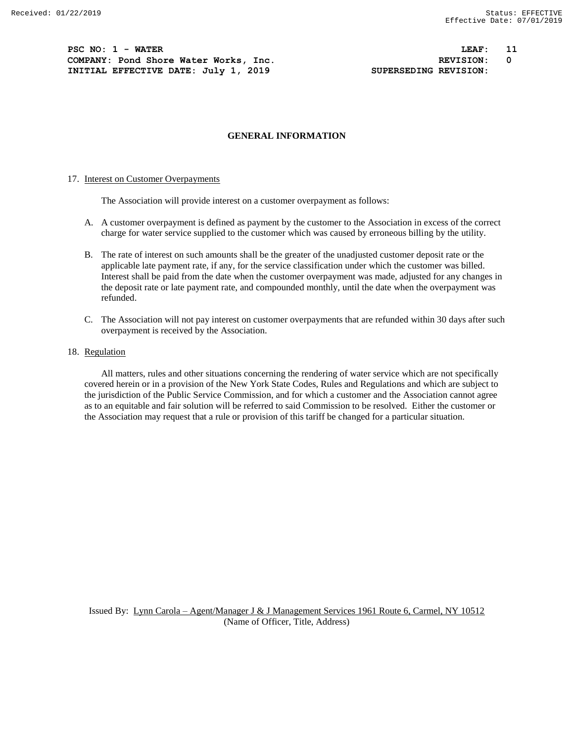## GENERAL INFORMATION

17. Interest on Customer Overpayments

The Association will provide interest on a customer overpayment as follows:

A. A customer overpayment is defined as payment by the customer to the Association in excess of the correct charge for water service supplied to the customer which was caused by erroneous billing by the utility.

B. The rate of interest on such amounts shall be the greater of the unadjusted customer deposit rate or the applicable late payment rate, if any, for the service classification under which the customer was billed. Interest shall be paid from the date when the customer overpayment was made, adjusted for any changes in the deposit rate or late payment rate, and compounded monthly, until the date when the overpayment was refunded.

C. The Association will not pay interest on customer overpayments that are refunded within 30 days after such overpayment is received by the Association.

18. Regulation

All matters, rules and other situations concerning the rendering of water service which are not specifically covered herein or in a provision of the New York State Codes, Rules and Regulations and which are subject to the jurisdiction of the Public Service Commission, and for which a customer and the Association cannot agree as to an equitable and fair solution will be referred to said Commission to be resolved. Either the customer or the Association may request that a rule or provision of this tariff be changed for a particular situation.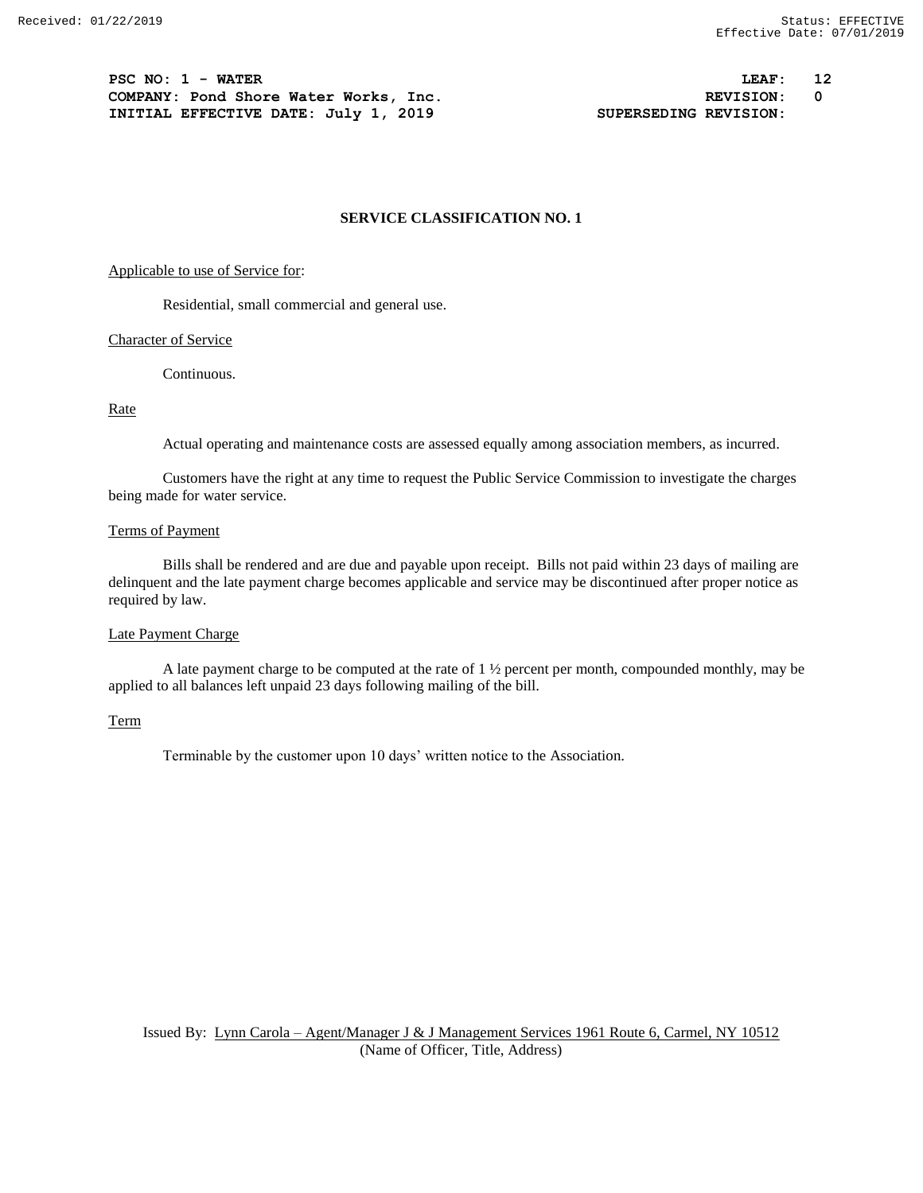**PSC NO: 1 - WATER** **LEAF: 12**
**COMPANY: Pond Shore Water Works, Inc.** **REVISION: 0**
**INITIAL EFFECTIVE DATE: July 1, 2019** **SUPERSEDING REVISION:**

## SERVICE CLASSIFICATION NO. 1

Applicable to use of Service for:

Residential, small commercial and general use.

Character of Service

Continuous.

Rate

Actual operating and maintenance costs are assessed equally among association members, as incurred.

Customers have the right at any time to request the Public Service Commission to investigate the charges being made for water service.

Terms of Payment

Bills shall be rendered and are due and payable upon receipt. Bills not paid within 23 days of mailing are delinquent and the late payment charge becomes applicable and service may be discontinued after proper notice as required by law.

Late Payment Charge

A late payment charge to be computed at the rate of 1 ½ percent per month, compounded monthly, may be applied to all balances left unpaid 23 days following mailing of the bill.

Term

Terminable by the customer upon 10 days' written notice to the Association.

Issued By: Lynn Carola – Agent/Manager J & J Management Services 1961 Route 6, Carmel, NY 10512
(Name of Officer, Title, Address)